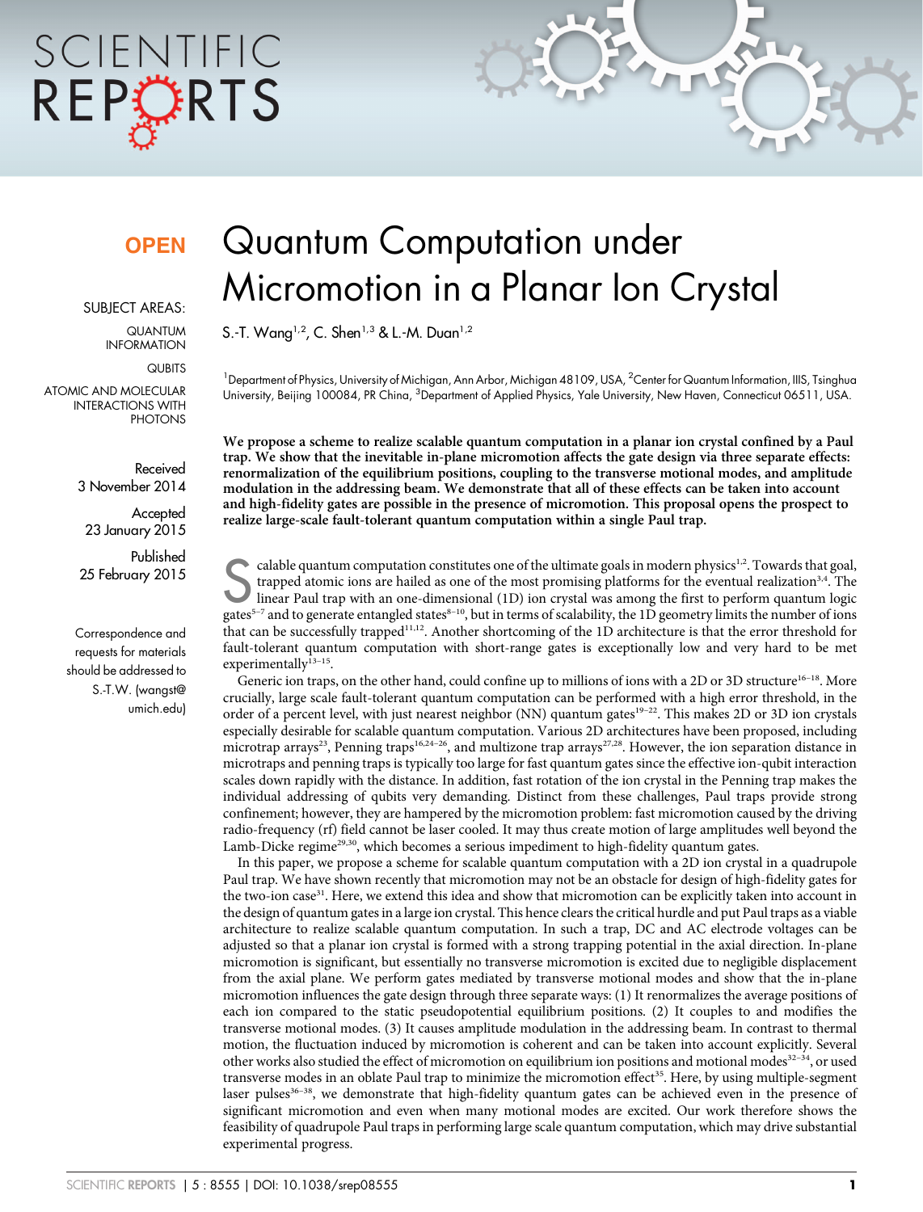# Quantum Computation under Micromotion in a Planar Ion Crystal

OPEN

SUBJECT AREAS:

QUANTUM INFORMATION

QUBITS

ATOMIC AND MOLECULAR INTERACTIONS WITH PHOTONS

Received 3 November 2014

Accepted 23 January 2015

Published 25 February 2015

Correspondence and requests for materials should be addressed to S.-T.W. (wangst@umich.edu)

S.-T. Wang[1,2], C. Shen[1,3] & L.-M. Duan[1,2]

[1]Department of Physics, University of Michigan, Ann Arbor, Michigan 48109, USA, [2]Center for Quantum Information, IIIS, Tsinghua University, Beijing 100084, PR China, [3]Department of Applied Physics, Yale University, New Haven, Connecticut 06511, USA.

**We propose a scheme to realize scalable quantum computation in a planar ion crystal confined by a Paul trap. We show that the inevitable in-plane micromotion affects the gate design via three separate effects: renormalization of the equilibrium positions, coupling to the transverse motional modes, and amplitude modulation in the addressing beam. We demonstrate that all of these effects can be taken into account and high-fidelity gates are possible in the presence of micromotion. This proposal opens the prospect to realize large-scale fault-tolerant quantum computation within a single Paul trap.**

Scalable quantum computation constitutes one of the ultimate goals in modern physics[1,2]. Towards that goal, trapped atomic ions are hailed as one of the most promising platforms for the eventual realization[3,4]. The linear Paul trap with an one-dimensional (1D) ion crystal was among the first to perform quantum logic gates[5–7] and to generate entangled states[8–10], but in terms of scalability, the 1D geometry limits the number of ions that can be successfully trapped[11,12]. Another shortcoming of the 1D architecture is that the error threshold for fault-tolerant quantum computation with short-range gates is exceptionally low and very hard to be met experimentally[13–15].

Generic ion traps, on the other hand, could confine up to millions of ions with a 2D or 3D structure[16–18]. More crucially, large scale fault-tolerant quantum computation can be performed with a high error threshold, in the order of a percent level, with just nearest neighbor (NN) quantum gates[19–22]. This makes 2D or 3D ion crystals especially desirable for scalable quantum computation. Various 2D architectures have been proposed, including microtrap arrays[23], Penning traps[16,24–26], and multizone trap arrays[27,28]. However, the ion separation distance in microtraps and penning traps is typically too large for fast quantum gates since the effective ion-qubit interaction scales down rapidly with the distance. In addition, fast rotation of the ion crystal in the Penning trap makes the individual addressing of qubits very demanding. Distinct from these challenges, Paul traps provide strong confinement; however, they are hampered by the micromotion problem: fast micromotion caused by the driving radio-frequency (rf) field cannot be laser cooled. It may thus create motion of large amplitudes well beyond the Lamb-Dicke regime[29,30], which becomes a serious impediment to high-fidelity quantum gates.

In this paper, we propose a scheme for scalable quantum computation with a 2D ion crystal in a quadrupole Paul trap. We have shown recently that micromotion may not be an obstacle for design of high-fidelity gates for the two-ion case[31]. Here, we extend this idea and show that micromotion can be explicitly taken into account in the design of quantum gates in a large ion crystal. This hence clears the critical hurdle and put Paul traps as a viable architecture to realize scalable quantum computation. In such a trap, DC and AC electrode voltages can be adjusted so that a planar ion crystal is formed with a strong trapping potential in the axial direction. In-plane micromotion is significant, but essentially no transverse micromotion is excited due to negligible displacement from the axial plane. We perform gates mediated by transverse motional modes and show that the in-plane micromotion influences the gate design through three separate ways: (1) It renormalizes the average positions of each ion compared to the static pseudopotential equilibrium positions. (2) It couples to and modifies the transverse motional modes. (3) It causes amplitude modulation in the addressing beam. In contrast to thermal motion, the fluctuation induced by micromotion is coherent and can be taken into account explicitly. Several other works also studied the effect of micromotion on equilibrium ion positions and motional modes[32–34], or used transverse modes in an oblate Paul trap to minimize the micromotion effect[35]. Here, by using multiple-segment laser pulses[36–38], we demonstrate that high-fidelity quantum gates can be achieved even in the presence of significant micromotion and even when many motional modes are excited. Our work therefore shows the feasibility of quadrupole Paul traps in performing large scale quantum computation, which may drive substantial experimental progress.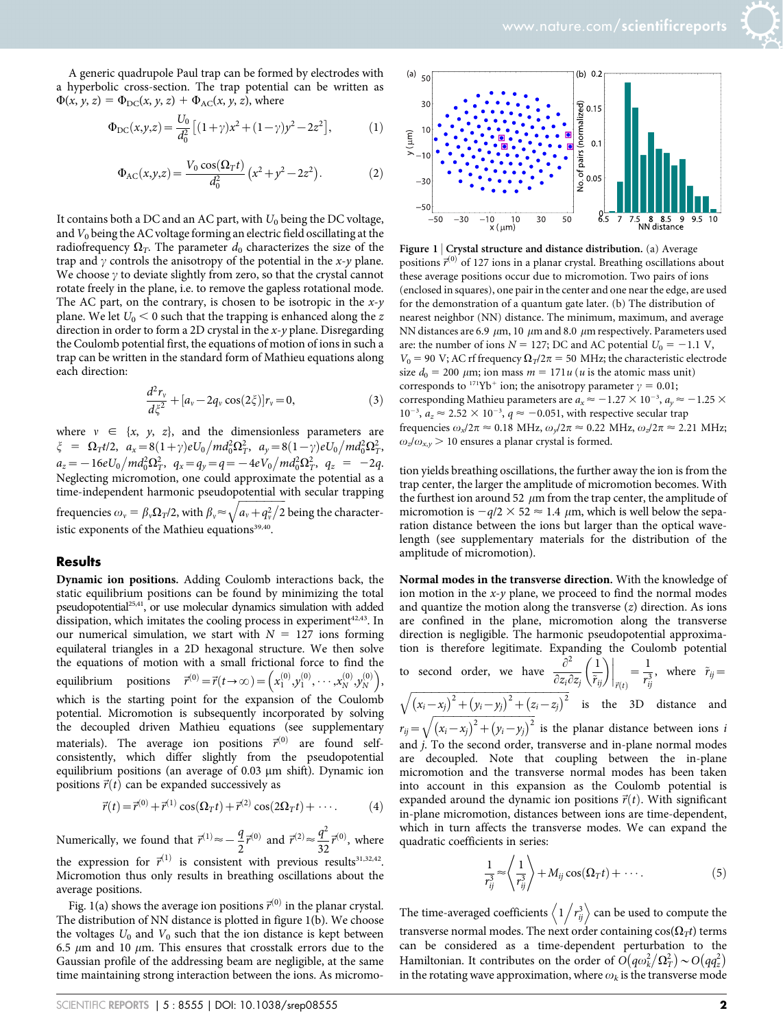A generic quadrupole Paul trap can be formed by electrodes with a hyperbolic cross-section. The trap potential can be written as $\Phi(x, y, z) = \Phi_{\rm DC}(x, y, z) + \Phi_{\rm AC}(x, y, z)$, where

$$\Phi_{\rm DC}(x,y,z) = \frac{U_0}{d_0^2}\left[(1+\gamma)x^2 + (1-\gamma)y^2 - 2z^2\right], \tag{1}$$

$$\Phi_{\rm AC}(x,y,z) = \frac{V_0 \cos(\Omega_T t)}{d_0^2}\left(x^2 + y^2 - 2z^2\right). \tag{2}$$

It contains both a DC and an AC part, with $U_0$ being the DC voltage, and $V_0$ being the AC voltage forming an electric field oscillating at the radiofrequency $\Omega_T$. The parameter $d_0$ characterizes the size of the trap and $\gamma$ controls the anisotropy of the potential in the $x$-$y$ plane. We choose $\gamma$ to deviate slightly from zero, so that the crystal cannot rotate freely in the plane, i.e. to remove the gapless rotational mode. The AC part, on the contrary, is chosen to be isotropic in the $x$-$y$ plane. We let $U_0 < 0$ such that the trapping is enhanced along the $z$ direction in order to form a 2D crystal in the $x$-$y$ plane. Disregarding the Coulomb potential first, the equations of motion of ions in such a trap can be written in the standard form of Mathieu equations along each direction:

$$\frac{d^2 r_v}{d\xi^2} + [a_v - 2q_v \cos(2\xi)]r_v = 0, \tag{3}$$

where $v \in \{x, y, z\}$, and the dimensionless parameters are $\xi = \Omega_T t/2$, $a_x = 8(1+\gamma)eU_0/md_0^2\Omega_T^2$, $a_y = 8(1-\gamma)eU_0/md_0^2\Omega_T^2$, $a_z = -16eU_0/md_0^2\Omega_T^2$, $q_x = q_y = q = -4eV_0/md_0^2\Omega_T^2$, $q_z = -2q$. Neglecting micromotion, one could approximate the potential as a time-independent harmonic pseudopotential with secular trapping frequencies $\omega_v = \beta_v \Omega_T/2$, with $\beta_v \approx \sqrt{a_v + q_v^2/2}$ being the characteristic exponents of the Mathieu equations[39,40].

## Results

**Dynamic ion positions.** Adding Coulomb interactions back, the static equilibrium positions can be found by minimizing the total pseudopotential[25,41], or use molecular dynamics simulation with added dissipation, which imitates the cooling process in experiment[42,43]. In our numerical simulation, we start with $N = 127$ ions forming equilateral triangles in a 2D hexagonal structure. We then solve the equations of motion with a small frictional force to find the equilibrium positions $\vec{r}^{(0)} = \vec{r}(t \to \infty) = \left(x_1^{(0)}, y_1^{(0)}, \cdots, x_N^{(0)}, y_N^{(0)}\right)$, which is the starting point for the expansion of the Coulomb potential. Micromotion is subsequently incorporated by solving the decoupled driven Mathieu equations (see supplementary materials). The average ion positions $\vec{r}^{(0)}$ are found self-consistently, which differ slightly from the pseudopotential equilibrium positions (an average of 0.03 μm shift). Dynamic ion positions $\vec{r}(t)$ can be expanded successively as

$$\vec{r}(t) = \vec{r}^{(0)} + \vec{r}^{(1)}\cos(\Omega_T t) + \vec{r}^{(2)}\cos(2\Omega_T t) + \cdots. \tag{4}$$

Numerically, we found that $\vec{r}^{(1)} \approx -\frac{q}{2}\vec{r}^{(0)}$ and $\vec{r}^{(2)} \approx \frac{q^2}{32}\vec{r}^{(0)}$, where the expression for $\vec{r}^{(1)}$ is consistent with previous results[31,32,42]. Micromotion thus only results in breathing oscillations about the average positions.

Fig. 1(a) shows the average ion positions $\vec{r}^{(0)}$ in the planar crystal. The distribution of NN distance is plotted in figure 1(b). We choose the voltages $U_0$ and $V_0$ such that the ion distance is kept between 6.5 μm and 10 μm. This ensures that crosstalk errors due to the Gaussian profile of the addressing beam are negligible, at the same time maintaining strong interaction between the ions. As micromotion yields breathing oscillations, the further away the ion is from the trap center, the larger the amplitude of micromotion becomes. With the furthest ion around 52 μm from the trap center, the amplitude of micromotion is $-q/2 \times 52 \approx 1.4$ μm, which is well below the separation distance between the ions but larger than the optical wavelength (see supplementary materials for the distribution of the amplitude of micromotion).

**Figure 1 | Crystal structure and distance distribution.** (a) Average positions $\vec{r}^{(0)}$ of 127 ions in a planar crystal. Breathing oscillations about these average positions occur due to micromotion. Two pairs of ions (enclosed in squares), one pair in the center and one near the edge, are used for the demonstration of a quantum gate later. (b) The distribution of nearest neighbor (NN) distance. The minimum, maximum, and average NN distances are 6.9 μm, 10 μm and 8.0 μm respectively. Parameters used are: the number of ions $N = 127$; DC and AC potential $U_0 = -1.1$ V, $V_0 = 90$ V; AC rf frequency $\Omega_T/2\pi = 50$ MHz; the characteristic electrode size $d_0 = 200$ μm; ion mass $m = 171u$ ($u$ is the atomic mass unit) corresponds to $^{171}$Yb$^+$ ion; the anisotropy parameter $\gamma = 0.01$; corresponding Mathieu parameters are $a_x \approx -1.27 \times 10^{-3}$, $a_y \approx -1.25 \times 10^{-3}$, $a_z \approx 2.52 \times 10^{-3}$, $q \approx -0.051$, with respective secular trap frequencies $\omega_x/2\pi \approx 0.18$ MHz, $\omega_y/2\pi \approx 0.22$ MHz, $\omega_z/2\pi \approx 2.21$ MHz; $\omega_z/\omega_{x,y} > 10$ ensures a planar crystal is formed.

**Normal modes in the transverse direction.** With the knowledge of ion motion in the $x$-$y$ plane, we proceed to find the normal modes and quantize the motion along the transverse ($z$) direction. As ions are confined in the plane, micromotion along the transverse direction is negligible. The harmonic pseudopotential approximation is therefore legitimate. Expanding the Coulomb potential to second order, we have $\left.\frac{\partial^2}{\partial z_i \partial z_j}\left(\frac{1}{\tilde{r}_{ij}}\right)\right|_{\vec{r}(t)} = \frac{1}{r_{ij}^3}$, where $\tilde{r}_{ij} = \sqrt{(x_i - x_j)^2 + (y_i - y_j)^2 + (z_i - z_j)^2}$ is the 3D distance and $r_{ij} = \sqrt{(x_i - x_j)^2 + (y_i - y_j)^2}$ is the planar distance between ions $i$ and $j$. To the second order, transverse and in-plane normal modes are decoupled. Note that coupling between the in-plane micromotion and the transverse normal modes has been taken into account in this expansion as the Coulomb potential is expanded around the dynamic ion positions $\vec{r}(t)$. With significant in-plane micromotion, distances between ions are time-dependent, which in turn affects the transverse modes. We can expand the quadratic coefficients in series:

$$\frac{1}{r_{ij}^3} \approx \left\langle \frac{1}{r_{ij}^3} \right\rangle + M_{ij}\cos(\Omega_T t) + \cdots. \tag{5}$$

The time-averaged coefficients $\left\langle 1/r_{ij}^3 \right\rangle$ can be used to compute the transverse normal modes. The next order containing $\cos(\Omega_T t)$ terms can be considered as a time-dependent perturbation to the Hamiltonian. It contributes on the order of $O\left(q\omega_k^2/\Omega_T^2\right) \sim O\left(qq_z^2\right)$ in the rotating wave approximation, where $\omega_k$ is the transverse mode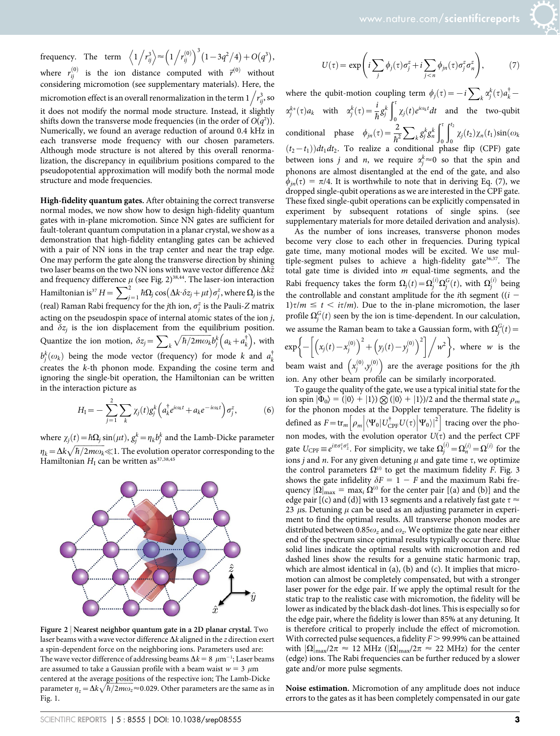frequency. The term $\left\langle 1/r_{ij}^3 \right\rangle \approx \left(1/r_{ij}^{(0)}\right)^3 \left(1-3q^2/4\right)+O(q^3)$, where $r_{ij}^{(0)}$ is the ion distance computed with $\vec{r}^{(0)}$ without considering micromotion (see supplementary materials). Here, the micromotion effect is an overall renormalization in the term $1/r_{ij}^3$, so it does not modify the normal mode structure. Instead, it slightly shifts down the transverse mode frequencies (in the order of $O(q^2)$). Numerically, we found an average reduction of around 0.4 kHz in each transverse mode frequency with our chosen parameters. Although mode structure is not altered by this overall renormalization, the discrepancy in equilibrium positions compared to the pseudopotential approximation will modify both the normal mode structure and mode frequencies.

**High-fidelity quantum gates.** After obtaining the correct transverse normal modes, we now show how to design high-fidelity quantum gates with in-plane micromotion. Since NN gates are sufficient for fault-tolerant quantum computation in a planar crystal, we show as a demonstration that high-fidelity entangling gates can be achieved with a pair of NN ions in the trap center and near the trap edge. One may perform the gate along the transverse direction by shining two laser beams on the two NN ions with wave vector difference $\Delta k\hat{z}$ and frequency difference $\mu$ (see Fig. 2)[38,44]. The laser-ion interaction Hamiltonian is[37] $H=\sum_{j=1}^{2}\hbar\Omega_j\cos\left(\Delta k\cdot\delta z_j+\mu t\right)\sigma_j^z$, where $\Omega_j$ is the (real) Raman Rabi frequency for the $j$th ion, $\sigma_j^z$ is the Pauli-$Z$ matrix acting on the pseudospin space of internal atomic states of the ion $j$, and $\delta z_j$ is the ion displacement from the equilibrium position. Quantize the ion motion, $\delta z_j=\sum_k\sqrt{\hbar/2m\omega_k}b_j^k\left(a_k+a_k^\dagger\right)$, with $b_j^k(\omega_k)$ being the mode vector (frequency) for mode $k$ and $a_k^\dagger$ creates the $k$-th phonon mode. Expanding the cosine term and ignoring the single-bit operation, the Hamiltonian can be written in the interaction picture as

$$H_I=-\sum_{j=1}^{2}\sum_k\chi_j(t)g_j^k\left(a_k^\dagger e^{i\omega_k t}+a_k e^{-i\omega_k t}\right)\sigma_j^z, \tag{6}$$

where $\chi_j(t)=\hbar\Omega_j\sin(\mu t)$, $g_j^k=\eta_k b_j^k$ and the Lamb-Dicke parameter $\eta_k=\Delta k\sqrt{\hbar/2m\omega_k}\ll 1$. The evolution operator corresponding to the Hamiltonian $H_I$ can be written as[37,38,45]

Figure 2 | **Nearest neighbor quantum gate in a 2D planar crystal.** Two laser beams with a wave vector difference $\Delta k$ aligned in the $z$ direction exert a spin-dependent force on the neighboring ions. Parameters used are: The wave vector difference of addressing beams $\Delta k=8\ \mu\text{m}^{-1}$; Laser beams are assumed to take a Gaussian profile with a beam waist $w=3\ \mu\text{m}$ centered at the average positions of the respective ion; The Lamb-Dicke parameter $\eta_z=\Delta k\sqrt{\hbar/2m\omega_z}\approx 0.029$. Other parameters are the same as in Fig. 1.

$$U(\tau)=\exp\left(i\sum_j\phi_j(\tau)\sigma_j^z+i\sum_{j<n}\phi_{jn}(\tau)\sigma_j^z\sigma_n^z\right), \tag{7}$$

where the qubit-motion coupling term $\phi_j(\tau)=-i\sum_k\alpha_j^k(\tau)a_k^\dagger-\alpha_j^{k*}(\tau)a_k$ with $\alpha_j^k(\tau)=\frac{i}{\hbar}g_j^k\int_0^\tau\chi_j(t)e^{i\omega_k t}dt$ and the two-qubit conditional phase $\phi_{jn}(\tau)=\frac{2}{\hbar^2}\sum_k g_j^k g_n^k\int_0^\tau\int_0^{t_2}\chi_j(t_2)\chi_n(t_1)\sin(\omega_k(t_2-t_1))dt_1dt_2$. To realize a conditional phase flip (CPF) gate between ions $j$ and $n$, we require $\alpha_j^k\approx 0$ so that the spin and phonons are almost disentangled at the end of the gate, and also $\phi_{jn}(\tau)=\pi/4$. It is worthwhile to note that in deriving Eq. (7), we dropped single-qubit operations as we are interested in the CPF gate. These fixed single-qubit operations can be explicitly compensated in experiment by subsequent rotations of single spins. (see supplementary materials for more detailed derivation and analysis).

As the number of ions increases, transverse phonon modes become very close to each other in frequencies. During typical gate time, many motional modes will be excited. We use multiple-segment pulses to achieve a high-fidelity gate[36,37]. The total gate time is divided into $m$ equal-time segments, and the Rabi frequency takes the form $\Omega_j(t)=\Omega_j^{(i)}\Omega_j^G(t)$, with $\Omega_j^{(i)}$ being the controllable and constant amplitude for the $i$th segment ($(i-1)\tau/m\le t<i\tau/m$). Due to the in-plane micromotion, the laser profile $\Omega_j^G(t)$ seen by the ion is time-dependent. In our calculation, we assume the Raman beam to take a Gaussian form, with $\Omega_j^G(t)=\exp\left\{-\left[\left(x_j(t)-x_j^{(0)}\right)^2+\left(y_j(t)-y_j^{(0)}\right)^2\right]/w^2\right\}$, where $w$ is the beam waist and $\left(x_j^{(0)},y_j^{(0)}\right)$ are the average positions for the $j$th ion. Any other beam profile can be similarly incorporated.

To gauge the quality of the gate, we use a typical initial state for the ion spin $|\Phi_0\rangle=(|0\rangle+|1\rangle)\otimes(|0\rangle+|1\rangle)/2$ and the thermal state $\rho_m$ for the phonon modes at the Doppler temperature. The fidelity is defined as $F=\text{tr}_m\left[\rho_m\left|\langle\Psi_0|U_{\text{CPF}}^\dagger U(\tau)|\Psi_0\rangle\right|^2\right]$ tracing over the phonon modes, with the evolution operator $U(\tau)$ and the perfect CPF gate $U_{\text{CPF}}\equiv e^{i\pi\sigma_1^z\sigma_2^z}$. For simplicity, we take $\Omega_j^{(i)}=\Omega_n^{(i)}=\Omega^{(i)}$ for the ions $j$ and $n$. For any given detuning $\mu$ and gate time $\tau$, we optimize the control parameters $\Omega^{(i)}$ to get the maximum fidelity $F$. Fig. 3 shows the gate infidelity $\delta F=1-F$ and the maximum Rabi frequency $|\Omega|_{\max}=\max_i\Omega^{(i)}$ for the center pair [(a) and (b)] and the edge pair [(c) and (d)] with 13 segments and a relatively fast gate $\tau\approx 23\ \mu$s. Detuning $\mu$ can be used as an adjusting parameter in experiment to find the optimal results. All transverse phonon modes are distributed between $0.85\omega_z$ and $\omega_z$. We optimize the gate near either end of the spectrum since optimal results typically occur there. Blue solid lines indicate the optimal results with micromotion and red dashed lines show the results for a genuine static harmonic trap, which are almost identical in (a), (b) and (c). It implies that micromotion can almost be completely compensated, but with a stronger laser power for the edge pair. If we apply the optimal result for the static trap to the realistic case with micromotion, the fidelity will be lower as indicated by the black dash-dot lines. This is especially so for the edge pair, where the fidelity is lower than 85% at any detuning. It is therefore critical to properly include the effect of micromotion. With corrected pulse sequences, a fidelity $F>99.99\%$ can be attained with $|\Omega|_{\max}/2\pi\approx 12$ MHz ($|\Omega|_{\max}/2\pi\approx 22$ MHz) for the center (edge) ions. The Rabi frequencies can be further reduced by a slower gate and/or more pulse segments.

**Noise estimation.** Micromotion of any amplitude does not induce errors to the gates as it has been completely compensated in our gate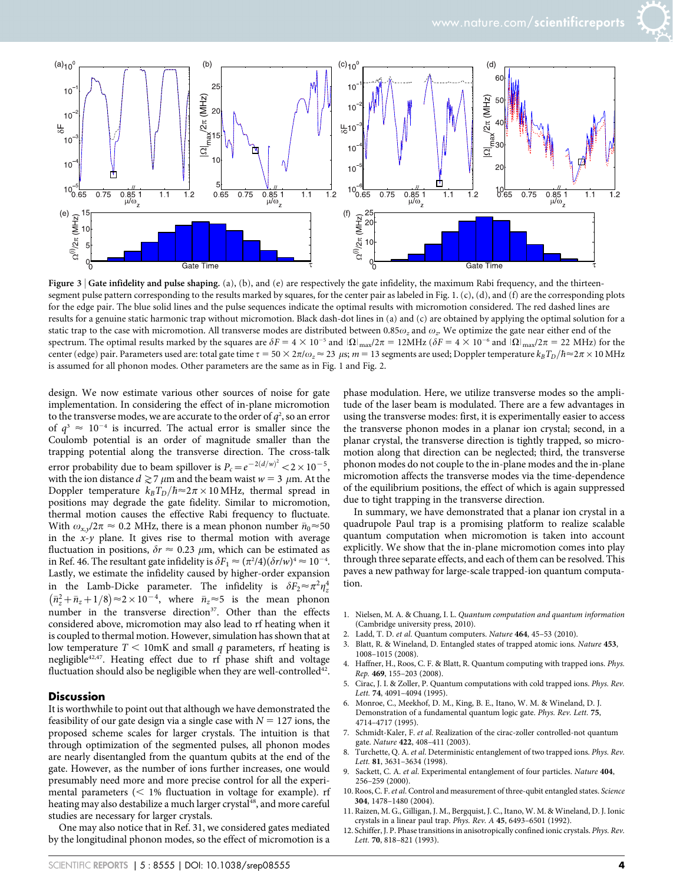**Figure 3 | Gate infidelity and pulse shaping.** (a), (b), and (e) are respectively the gate infidelity, the maximum Rabi frequency, and the thirteen-segment pulse pattern corresponding to the results marked by squares, for the center pair as labeled in Fig. 1. (c), (d), and (f) are the corresponding plots for the edge pair. The blue solid lines and the pulse sequences indicate the optimal results with micromotion considered. The red dashed lines are results for a genuine static harmonic trap without micromotion. Black dash-dot lines in (a) and (c) are obtained by applying the optimal solution for a static trap to the case with micromotion. All transverse modes are distributed between $0.85\omega_z$ and $\omega_z$. We optimize the gate near either end of the spectrum. The optimal results marked by the squares are $\delta F = 4\times10^{-5}$ and $|\Omega|_{max}/2\pi = 12$MHz ($\delta F = 4\times10^{-6}$ and $|\Omega|_{max}/2\pi = 22$ MHz) for the center (edge) pair. Parameters used are: total gate time $\tau = 50\times2\pi/\omega_z \approx 23$ $\mu$s; $m = 13$ segments are used; Doppler temperature $k_B T_D/\hbar \approx 2\pi\times10$ MHz is assumed for all phonon modes. Other parameters are the same as in Fig. 1 and Fig. 2.

design. We now estimate various other sources of noise for gate implementation. In considering the effect of in-plane micromotion to the transverse modes, we are accurate to the order of $q^2$, so an error of $q^3 \approx 10^{-4}$ is incurred. The actual error is smaller since the Coulomb potential is an order of magnitude smaller than the trapping potential along the transverse direction. The cross-talk error probability due to beam spillover is $P_c = e^{-2(d/w)^2} < 2\times10^{-5}$, with the ion distance $d \gtrsim 7$ $\mu$m and the beam waist $w = 3$ $\mu$m. At the Doppler temperature $k_B T_D/\hbar \approx 2\pi\times10$ MHz, thermal spread in positions may degrade the gate fidelity. Similar to micromotion, thermal motion causes the effective Rabi frequency to fluctuate. With $\omega_{x,y}/2\pi \approx 0.2$ MHz, there is a mean phonon number $\bar{n}_0 \approx 50$ in the $x$-$y$ plane. It gives rise to thermal motion with average fluctuation in positions, $\delta r \approx 0.23$ $\mu$m, which can be estimated as in Ref. 46. The resultant gate infidelity is $\delta F_1 \approx (\pi^2/4)(\delta r/w)^4 \approx 10^{-4}$. Lastly, we estimate the infidelity caused by higher-order expansion in the Lamb-Dicke parameter. The infidelity is $\delta F_2 \approx \pi^2\eta_z^4\left(\bar{n}_z^2 + \bar{n}_z + 1/8\right) \approx 2\times10^{-4}$, where $\bar{n}_z \approx 5$ is the mean phonon number in the transverse direction[37]. Other than the effects considered above, micromotion may also lead to rf heating when it is coupled to thermal motion. However, simulation has shown that at low temperature $T <$ 10mK and small $q$ parameters, rf heating is negligible[42,47]. Heating effect due to rf phase shift and voltage fluctuation should also be negligible when they are well-controlled[42].

## Discussion

It is worthwhile to point out that although we have demonstrated the feasibility of our gate design via a single case with $N = 127$ ions, the proposed scheme scales for larger crystals. The intuition is that through optimization of the segmented pulses, all phonon modes are nearly disentangled from the quantum qubits at the end of the gate. However, as the number of ions further increases, one would presumably need more and more precise control for all the experimental parameters ($<$ 1% fluctuation in voltage for example). rf heating may also destabilize a much larger crystal[48], and more careful studies are necessary for larger crystals.

One may also notice that in Ref. 31, we considered gates mediated by the longitudinal phonon modes, so the effect of micromotion is a phase modulation. Here, we utilize transverse modes so the amplitude of the laser beam is modulated. There are a few advantages in using the transverse modes: first, it is experimentally easier to access the transverse phonon modes in a planar ion crystal; second, in a planar crystal, the transverse direction is tightly trapped, so micromotion along that direction can be neglected; third, the transverse phonon modes do not couple to the in-plane modes and the in-plane micromotion affects the transverse modes via the time-dependence of the equilibrium positions, the effect of which is again suppressed due to tight trapping in the transverse direction.

In summary, we have demonstrated that a planar ion crystal in a quadrupole Paul trap is a promising platform to realize scalable quantum computation when micromotion is taken into account explicitly. We show that the in-plane micromotion comes into play through three separate effects, and each of them can be resolved. This paves a new pathway for large-scale trapped-ion quantum computation.

1. Nielsen, M. A. & Chuang, I. L. *Quantum computation and quantum information* (Cambridge university press, 2010).
2. Ladd, T. D. *et al.* Quantum computers. *Nature* **464**, 45–53 (2010).
3. Blatt, R. & Wineland, D. Entangled states of trapped atomic ions. *Nature* **453**, 1008–1015 (2008).
4. Haffner, H., Roos, C. F. & Blatt, R. Quantum computing with trapped ions. *Phys. Rep.* **469**, 155–203 (2008).
5. Cirac, J. I. & Zoller, P. Quantum computations with cold trapped ions. *Phys. Rev. Lett.* **74**, 4091–4094 (1995).
6. Monroe, C., Meekhof, D. M., King, B. E., Itano, W. M. & Wineland, D. J. Demonstration of a fundamental quantum logic gate. *Phys. Rev. Lett.* **75**, 4714–4717 (1995).
7. Schmidt-Kaler, F. *et al.* Realization of the cirac-zoller controlled-not quantum gate. *Nature* **422**, 408–411 (2003).
8. Turchette, Q. A. *et al.* Deterministic entanglement of two trapped ions. *Phys. Rev. Lett.* **81**, 3631–3634 (1998).
9. Sackett, C. A. *et al.* Experimental entanglement of four particles. *Nature* **404**, 256–259 (2000).
10. Roos, C. F. *et al.* Control and measurement of three-qubit entangled states. *Science* **304**, 1478–1480 (2004).
11. Raizen, M. G., Gilligan, J. M., Bergquist, J. C., Itano, W. M. & Wineland, D. J. Ionic crystals in a linear paul trap. *Phys. Rev. A* **45**, 6493–6501 (1992).
12. Schiffer, J. P. Phase transitions in anisotropically confined ionic crystals. *Phys. Rev. Lett.* **70**, 818–821 (1993).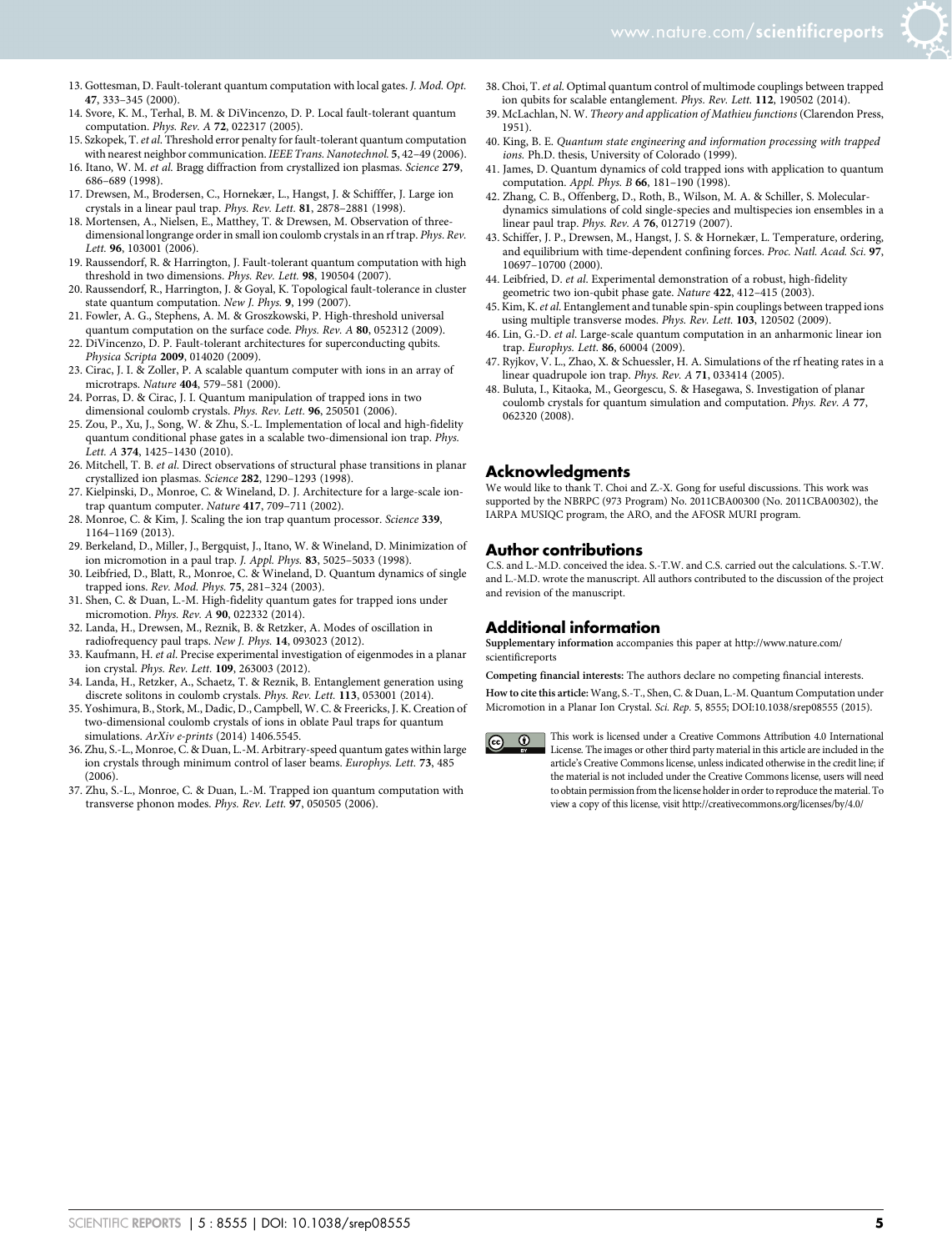13. Gottesman, D. Fault-tolerant quantum computation with local gates. *J. Mod. Opt.* **47**, 333–345 (2000).
14. Svore, K. M., Terhal, B. M. & DiVincenzo, D. P. Local fault-tolerant quantum computation. *Phys. Rev. A* **72**, 022317 (2005).
15. Szkopek, T. *et al.* Threshold error penalty for fault-tolerant quantum computation with nearest neighbor communication. *IEEE Trans. Nanotechnol.* **5**, 42–49 (2006).
16. Itano, W. M. *et al.* Bragg diffraction from crystallized ion plasmas. *Science* **279**, 686–689 (1998).
17. Drewsen, M., Brodersen, C., Hornekær, L., Hangst, J. & Schifffer, J. Large ion crystals in a linear paul trap. *Phys. Rev. Lett.* **81**, 2878–2881 (1998).
18. Mortensen, A., Nielsen, E., Matthey, T. & Drewsen, M. Observation of three-dimensional longrange order in small ion coulomb crystals in an rf trap. *Phys. Rev. Lett.* **96**, 103001 (2006).
19. Raussendorf, R. & Harrington, J. Fault-tolerant quantum computation with high threshold in two dimensions. *Phys. Rev. Lett.* **98**, 190504 (2007).
20. Raussendorf, R., Harrington, J. & Goyal, K. Topological fault-tolerance in cluster state quantum computation. *New J. Phys.* **9**, 199 (2007).
21. Fowler, A. G., Stephens, A. M. & Groszkowski, P. High-threshold universal quantum computation on the surface code. *Phys. Rev. A* **80**, 052312 (2009).
22. DiVincenzo, D. P. Fault-tolerant architectures for superconducting qubits. *Physica Scripta* **2009**, 014020 (2009).
23. Cirac, J. I. & Zoller, P. A scalable quantum computer with ions in an array of microtraps. *Nature* **404**, 579–581 (2000).
24. Porras, D. & Cirac, J. I. Quantum manipulation of trapped ions in two dimensional coulomb crystals. *Phys. Rev. Lett.* **96**, 250501 (2006).
25. Zou, P., Xu, J., Song, W. & Zhu, S.-L. Implementation of local and high-fidelity quantum conditional phase gates in a scalable two-dimensional ion trap. *Phys. Lett. A* **374**, 1425–1430 (2010).
26. Mitchell, T. B. *et al.* Direct observations of structural phase transitions in planar crystallized ion plasmas. *Science* **282**, 1290–1293 (1998).
27. Kielpinski, D., Monroe, C. & Wineland, D. J. Architecture for a large-scale ion-trap quantum computer. *Nature* **417**, 709–711 (2002).
28. Monroe, C. & Kim, J. Scaling the ion trap quantum processor. *Science* **339**, 1164–1169 (2013).
29. Berkeland, D., Miller, J., Bergquist, J., Itano, W. & Wineland, D. Minimization of ion micromotion in a paul trap. *J. Appl. Phys.* **83**, 5025–5033 (1998).
30. Leibfried, D., Blatt, R., Monroe, C. & Wineland, D. Quantum dynamics of single trapped ions. *Rev. Mod. Phys.* **75**, 281–324 (2003).
31. Shen, C. & Duan, L.-M. High-fidelity quantum gates for trapped ions under micromotion. *Phys. Rev. A* **90**, 022332 (2014).
32. Landa, H., Drewsen, M., Reznik, B. & Retzker, A. Modes of oscillation in radiofrequency paul traps. *New J. Phys.* **14**, 093023 (2012).
33. Kaufmann, H. *et al.* Precise experimental investigation of eigenmodes in a planar ion crystal. *Phys. Rev. Lett.* **109**, 263003 (2012).
34. Landa, H., Retzker, A., Schaetz, T. & Reznik, B. Entanglement generation using discrete solitons in coulomb crystals. *Phys. Rev. Lett.* **113**, 053001 (2014).
35. Yoshimura, B., Stork, M., Dadic, D., Campbell, W. C. & Freericks, J. K. Creation of two-dimensional coulomb crystals of ions in oblate Paul traps for quantum simulations. *ArXiv e-prints* (2014) 1406.5545.
36. Zhu, S.-L., Monroe, C. & Duan, L.-M. Arbitrary-speed quantum gates within large ion crystals through minimum control of laser beams. *Europhys. Lett.* **73**, 485 (2006).
37. Zhu, S.-L., Monroe, C. & Duan, L.-M. Trapped ion quantum computation with transverse phonon modes. *Phys. Rev. Lett.* **97**, 050505 (2006).
38. Choi, T. *et al.* Optimal quantum control of multimode couplings between trapped ion qubits for scalable entanglement. *Phys. Rev. Lett.* **112**, 190502 (2014).
39. McLachlan, N. W. *Theory and application of Mathieu functions* (Clarendon Press, 1951).
40. King, B. E. *Quantum state engineering and information processing with trapped ions.* Ph.D. thesis, University of Colorado (1999).
41. James, D. Quantum dynamics of cold trapped ions with application to quantum computation. *Appl. Phys. B* **66**, 181–190 (1998).
42. Zhang, C. B., Offenberg, D., Roth, B., Wilson, M. A. & Schiller, S. Molecular-dynamics simulations of cold single-species and multispecies ion ensembles in a linear paul trap. *Phys. Rev. A* **76**, 012719 (2007).
43. Schiffer, J. P., Drewsen, M., Hangst, J. S. & Hornekær, L. Temperature, ordering, and equilibrium with time-dependent confining forces. *Proc. Natl. Acad. Sci.* **97**, 10697–10700 (2000).
44. Leibfried, D. *et al.* Experimental demonstration of a robust, high-fidelity geometric two ion-qubit phase gate. *Nature* **422**, 412–415 (2003).
45. Kim, K. *et al.* Entanglement and tunable spin-spin couplings between trapped ions using multiple transverse modes. *Phys. Rev. Lett.* **103**, 120502 (2009).
46. Lin, G.-D. *et al.* Large-scale quantum computation in an anharmonic linear ion trap. *Europhys. Lett.* **86**, 60004 (2009).
47. Ryjkov, V. L., Zhao, X. & Schuessler, H. A. Simulations of the rf heating rates in a linear quadrupole ion trap. *Phys. Rev. A* **71**, 033414 (2005).
48. Buluta, I., Kitaoka, M., Georgescu, S. & Hasegawa, S. Investigation of planar coulomb crystals for quantum simulation and computation. *Phys. Rev. A* **77**, 062320 (2008).

## Acknowledgments

We would like to thank T. Choi and Z.-X. Gong for useful discussions. This work was supported by the NBRPC (973 Program) No. 2011CBA00300 (No. 2011CBA00302), the IARPA MUSIQC program, the ARO, and the AFOSR MURI program.

## Author contributions

C.S. and L.-M.D. conceived the idea. S.-T.W. and C.S. carried out the calculations. S.-T.W. and L.-M.D. wrote the manuscript. All authors contributed to the discussion of the project and revision of the manuscript.

## Additional information

**Supplementary information** accompanies this paper at http://www.nature.com/scientificreports

**Competing financial interests:** The authors declare no competing financial interests.

**How to cite this article:** Wang, S.-T., Shen, C. & Duan, L.-M. Quantum Computation under Micromotion in a Planar Ion Crystal. *Sci. Rep.* **5**, 8555; DOI:10.1038/srep08555 (2015).

This work is licensed under a Creative Commons Attribution 4.0 International License. The images or other third party material in this article are included in the article's Creative Commons license, unless indicated otherwise in the credit line; if the material is not included under the Creative Commons license, users will need to obtain permission from the license holder in order to reproduce the material. To view a copy of this license, visit http://creativecommons.org/licenses/by/4.0/